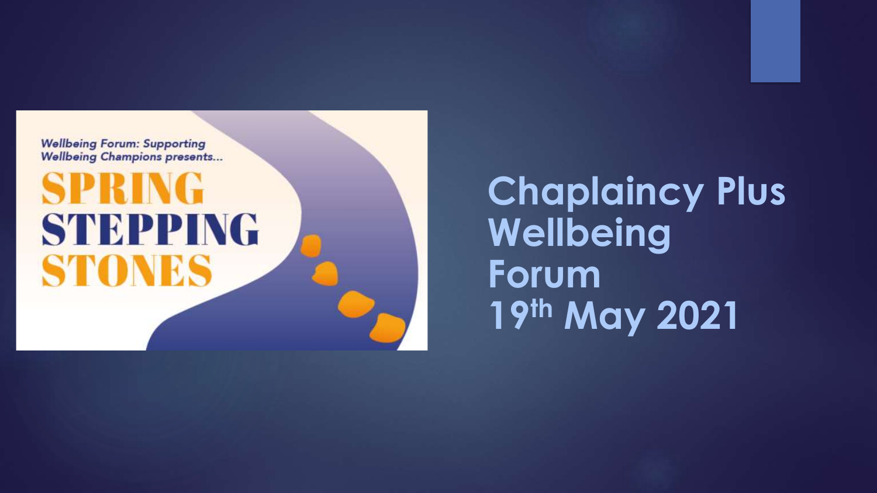Wellbeing Forum: Supporting Wellbeing Champions presents...

# SPRING STEPPING STONES

# Chaplaincy Plus Wellbeing Forum 19th May 2021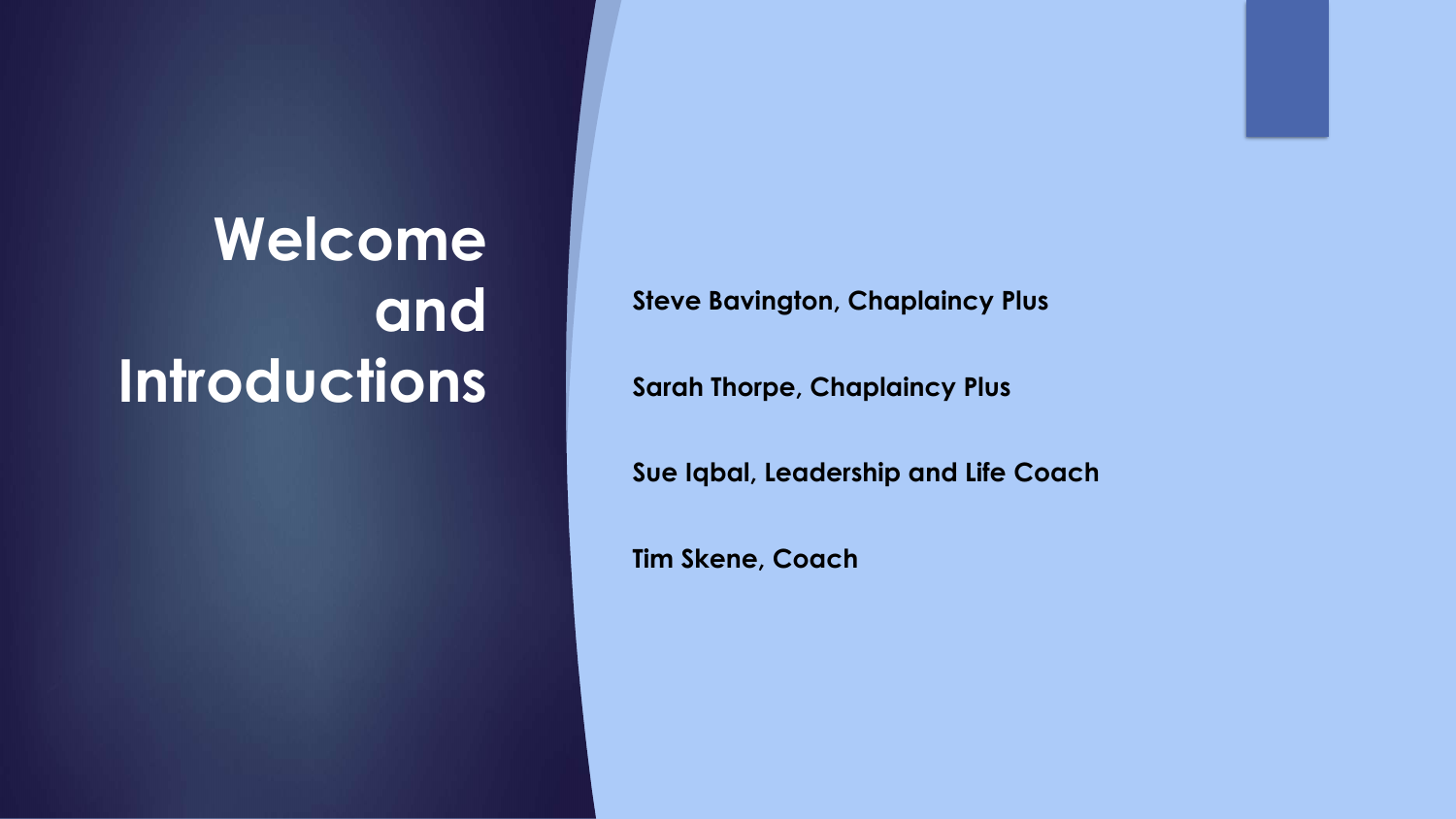# Welcome and Introductions

**Steve Bavington, Chaplaincy Plus**

**Sarah Thorpe, Chaplaincy Plus**

**Sue Iqbal, Leadership and Life Coach**

**Tim Skene, Coach**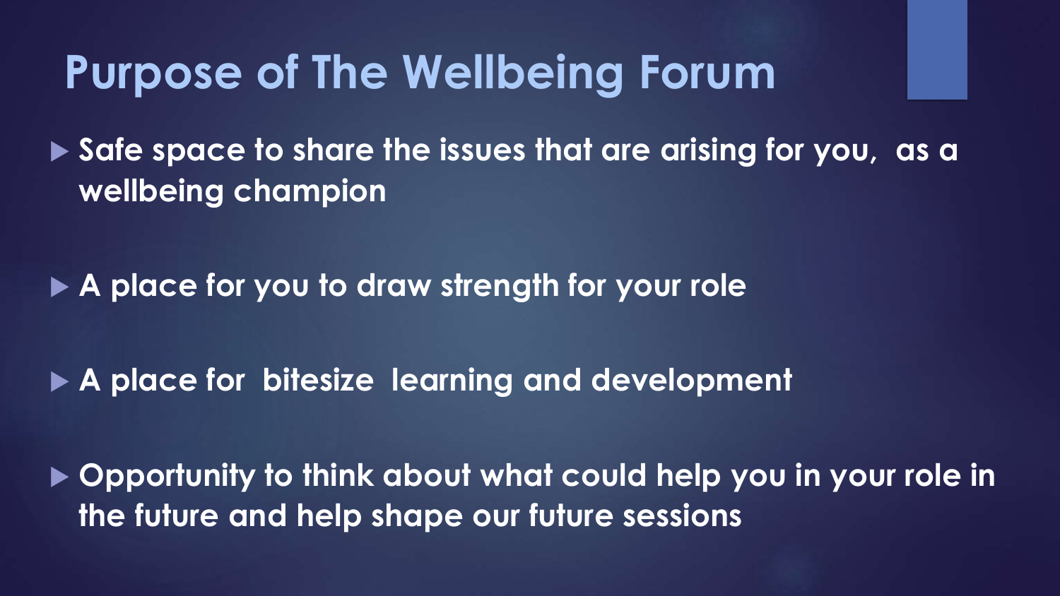# Purpose of The Wellbeing Forum

- **Safe space to share the issues that are arising for you, as a wellbeing champion**
- **A place for you to draw strength for your role**
- **A place for bitesize learning and development**
- **Opportunity to think about what could help you in your role in the future and help shape our future sessions**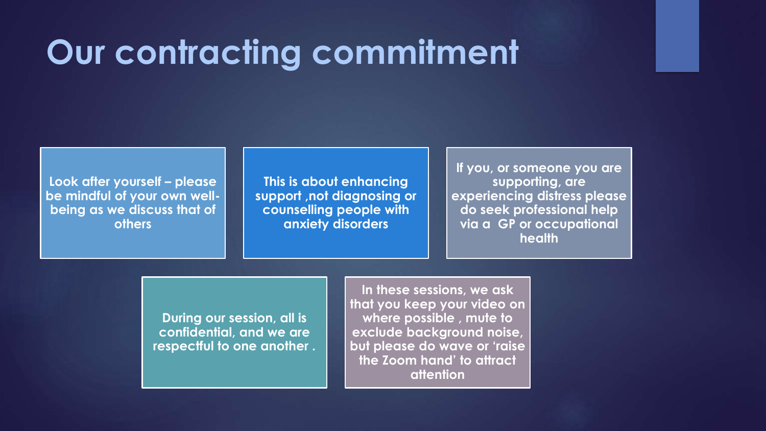# Our contracting commitment

**Look after yourself – please be mindful of your own well-being as we discuss that of others**

**This is about enhancing support ,not diagnosing or counselling people with anxiety disorders**

**If you, or someone you are supporting, are experiencing distress please do seek professional help via a GP or occupational health**

**During our session, all is confidential, and we are respectful to one another .**

**In these sessions, we ask that you keep your video on where possible , mute to exclude background noise, but please do wave or 'raise the Zoom hand' to attract attention**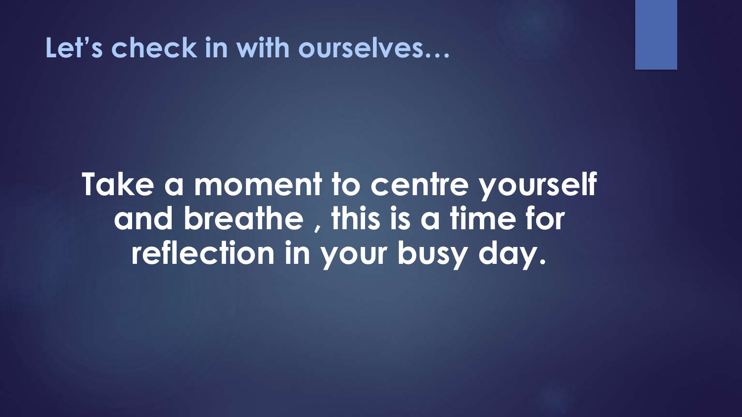## Let's check in with ourselves…

**Take a moment to centre yourself and breathe , this is a time for reflection in your busy day.**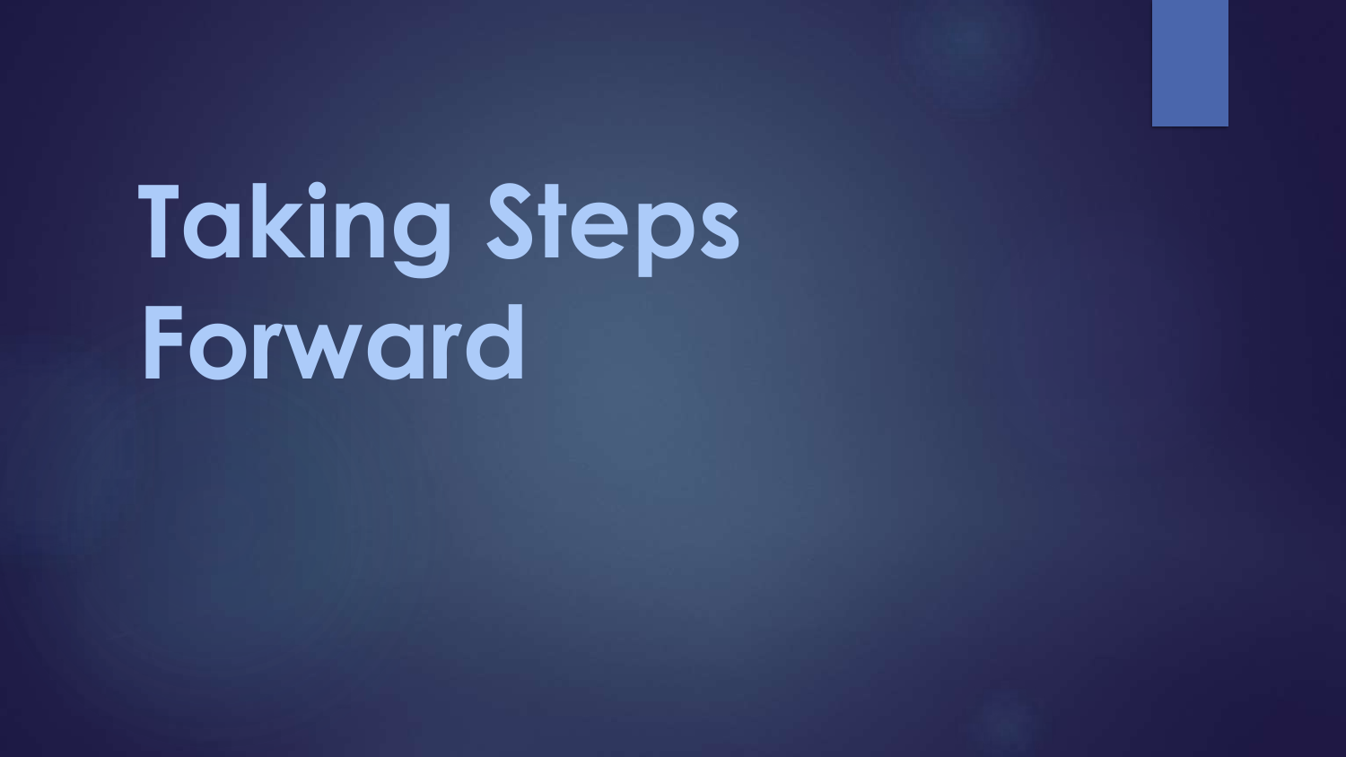# Taking Steps Forward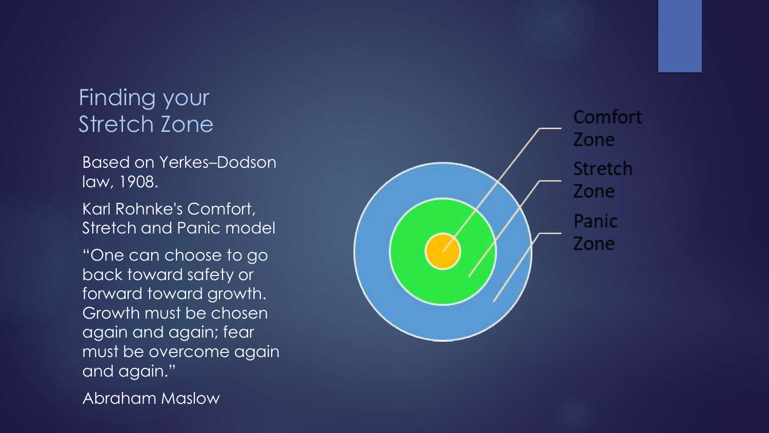# Finding your Stretch Zone

Based on Yerkes–Dodson law, 1908.

Karl Rohnke's Comfort, Stretch and Panic model

"One can choose to go back toward safety or forward toward growth. Growth must be chosen again and again; fear must be overcome again and again."

Abraham Maslow

Comfort Zone

Stretch Zone

Panic Zone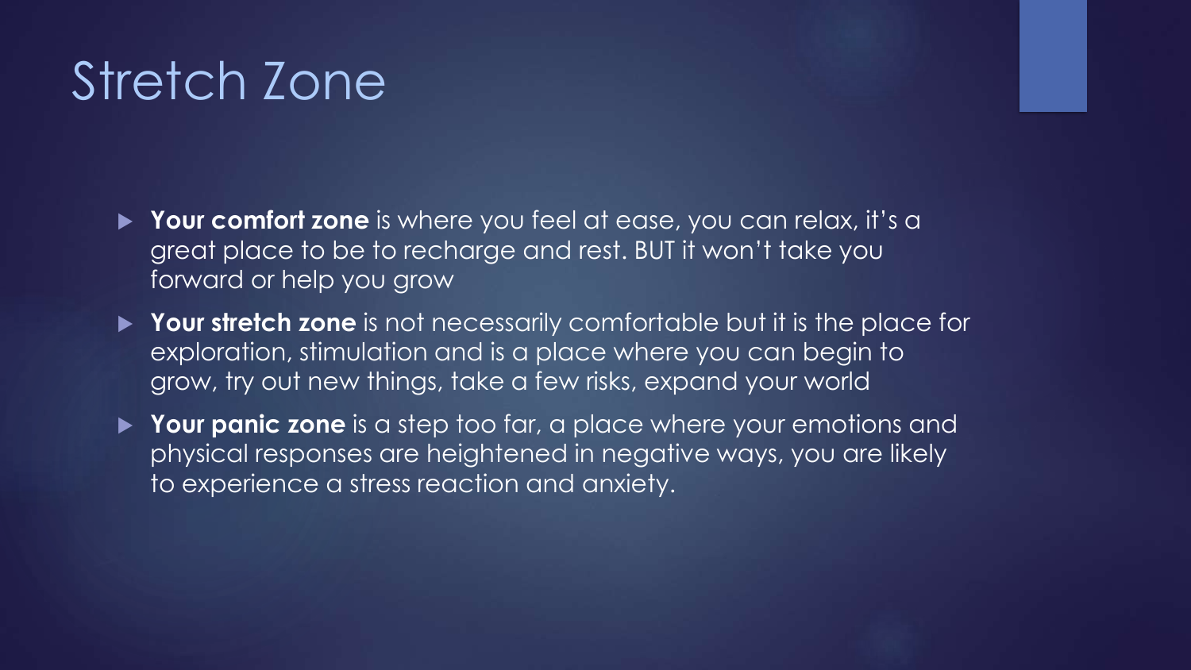# Stretch Zone

- **Your comfort zone** is where you feel at ease, you can relax, it's a great place to be to recharge and rest. BUT it won't take you forward or help you grow
- **Your stretch zone** is not necessarily comfortable but it is the place for exploration, stimulation and is a place where you can begin to grow, try out new things, take a few risks, expand your world
- **Your panic zone** is a step too far, a place where your emotions and physical responses are heightened in negative ways, you are likely to experience a stress reaction and anxiety.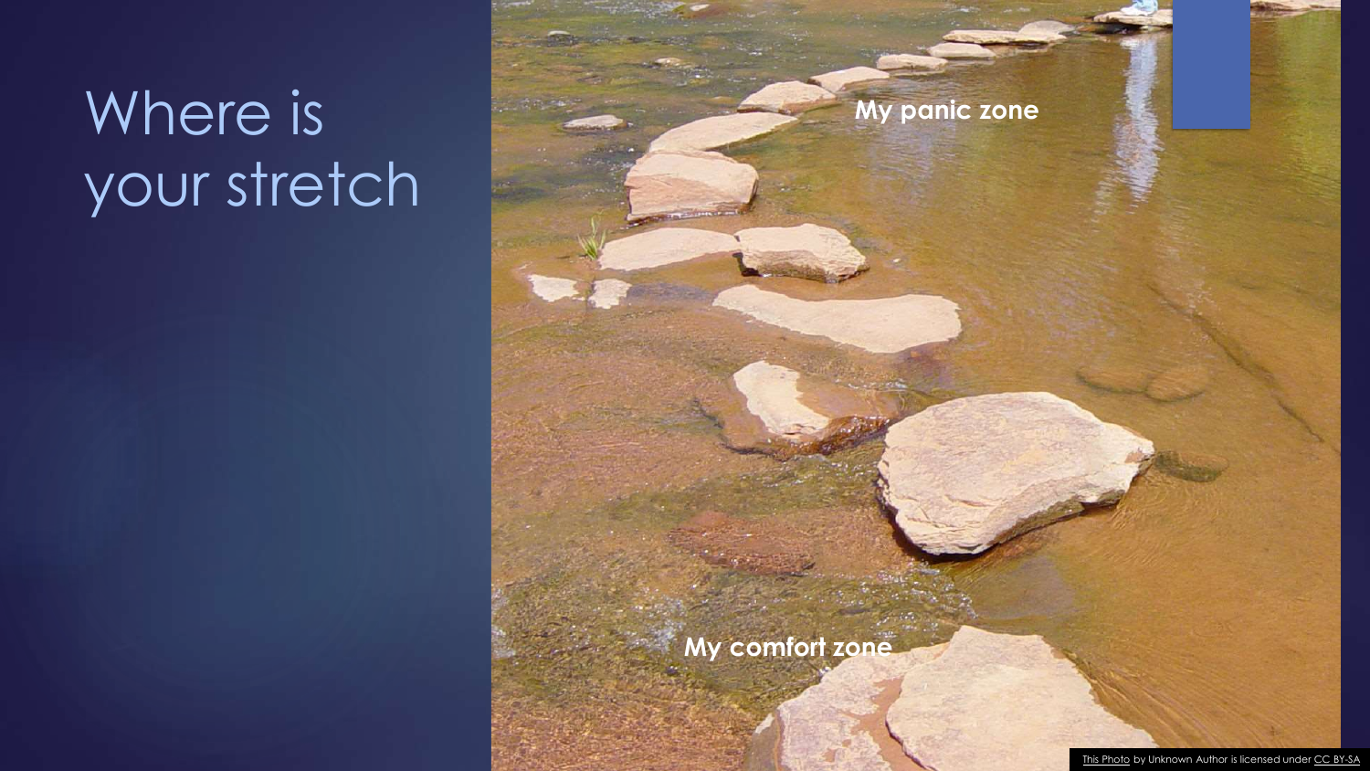# Where is your stretch

My panic zone

My comfort zone

This Photo by Unknown Author is licensed under CC BY-SA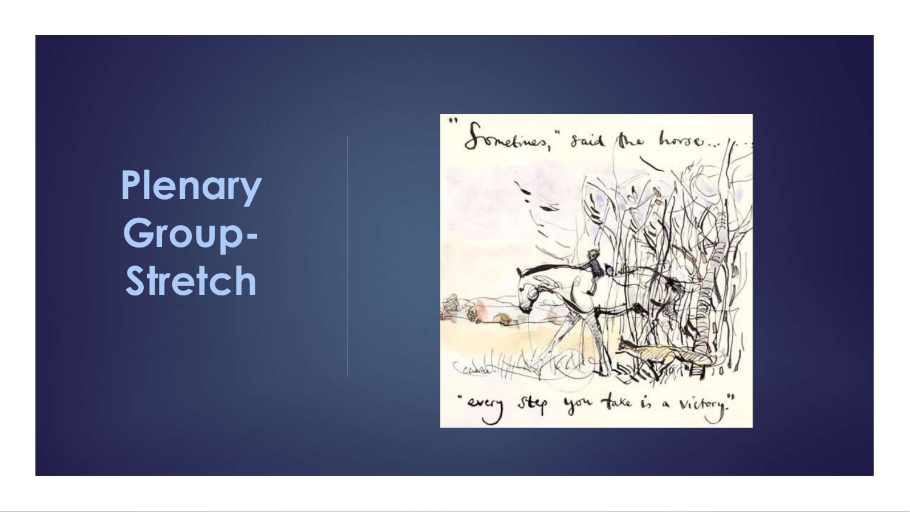# Plenary Group- Stretch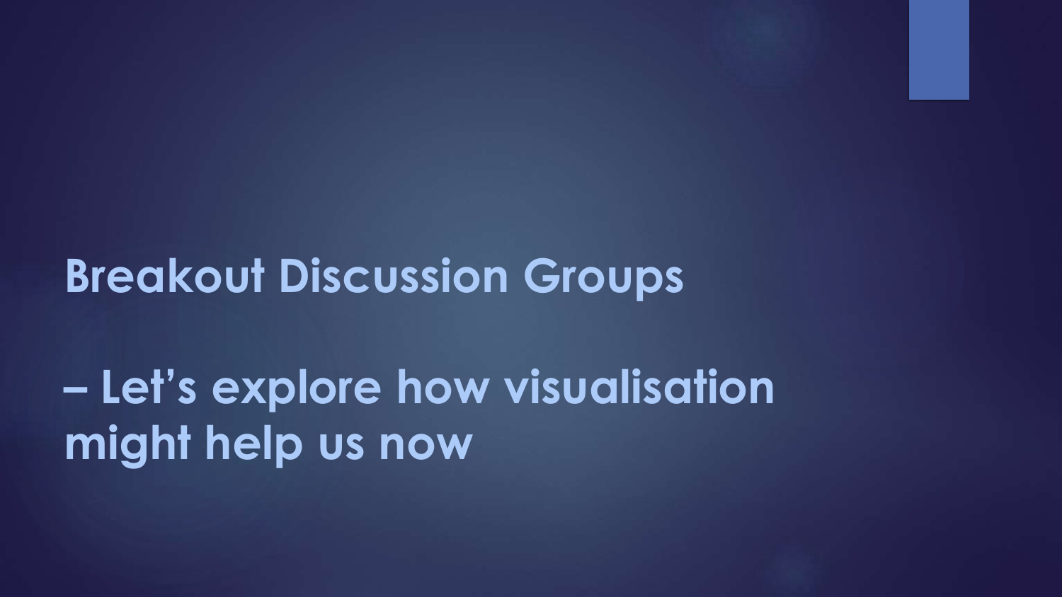# Breakout Discussion Groups

# – Let's explore how visualisation might help us now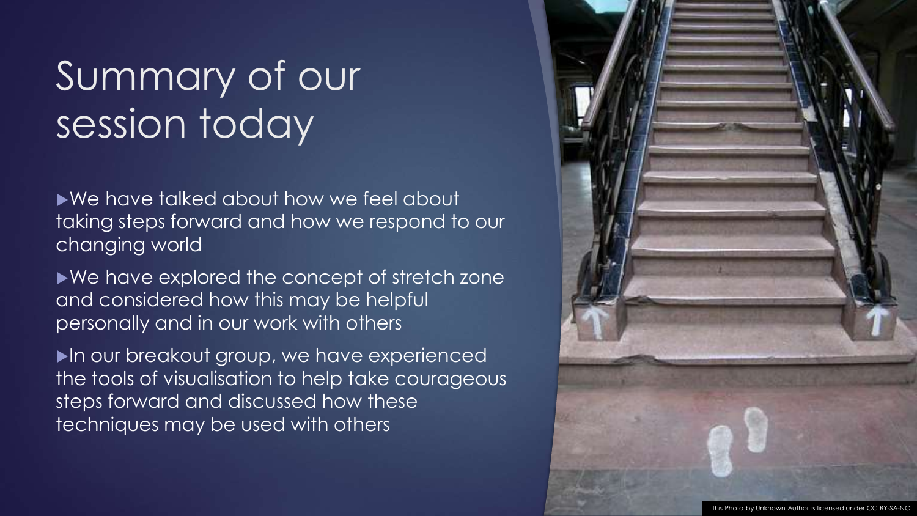# Summary of our session today

- We have talked about how we feel about taking steps forward and how we respond to our changing world
- We have explored the concept of stretch zone and considered how this may be helpful personally and in our work with others
- In our breakout group, we have experienced the tools of visualisation to help take courageous steps forward and discussed how these techniques may be used with others

This Photo by Unknown Author is licensed under CC BY-SA-NC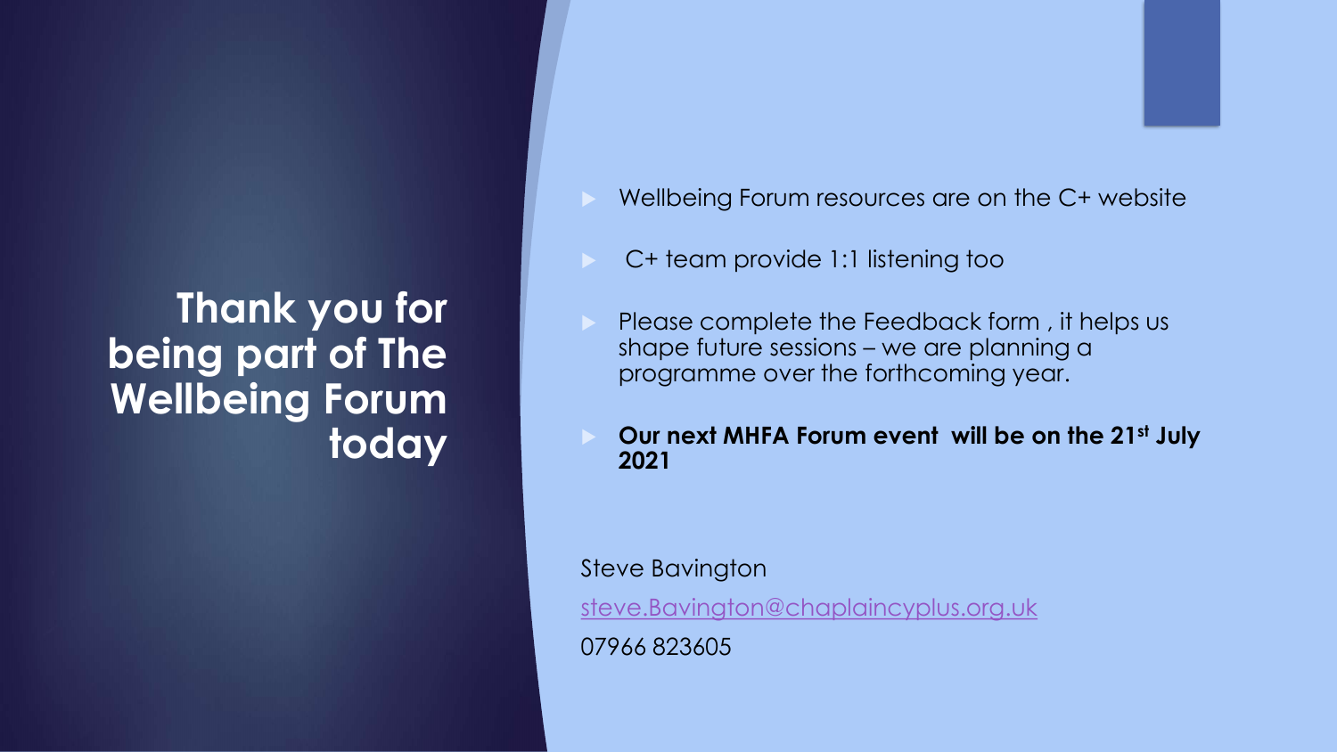# Thank you for being part of The Wellbeing Forum today

- Wellbeing Forum resources are on the C+ website
- C+ team provide 1:1 listening too
- Please complete the Feedback form , it helps us shape future sessions – we are planning a programme over the forthcoming year.
- **Our next MHFA Forum event will be on the 21st July 2021**

Steve Bavington

steve.Bavington@chaplaincyplus.org.uk

07966 823605